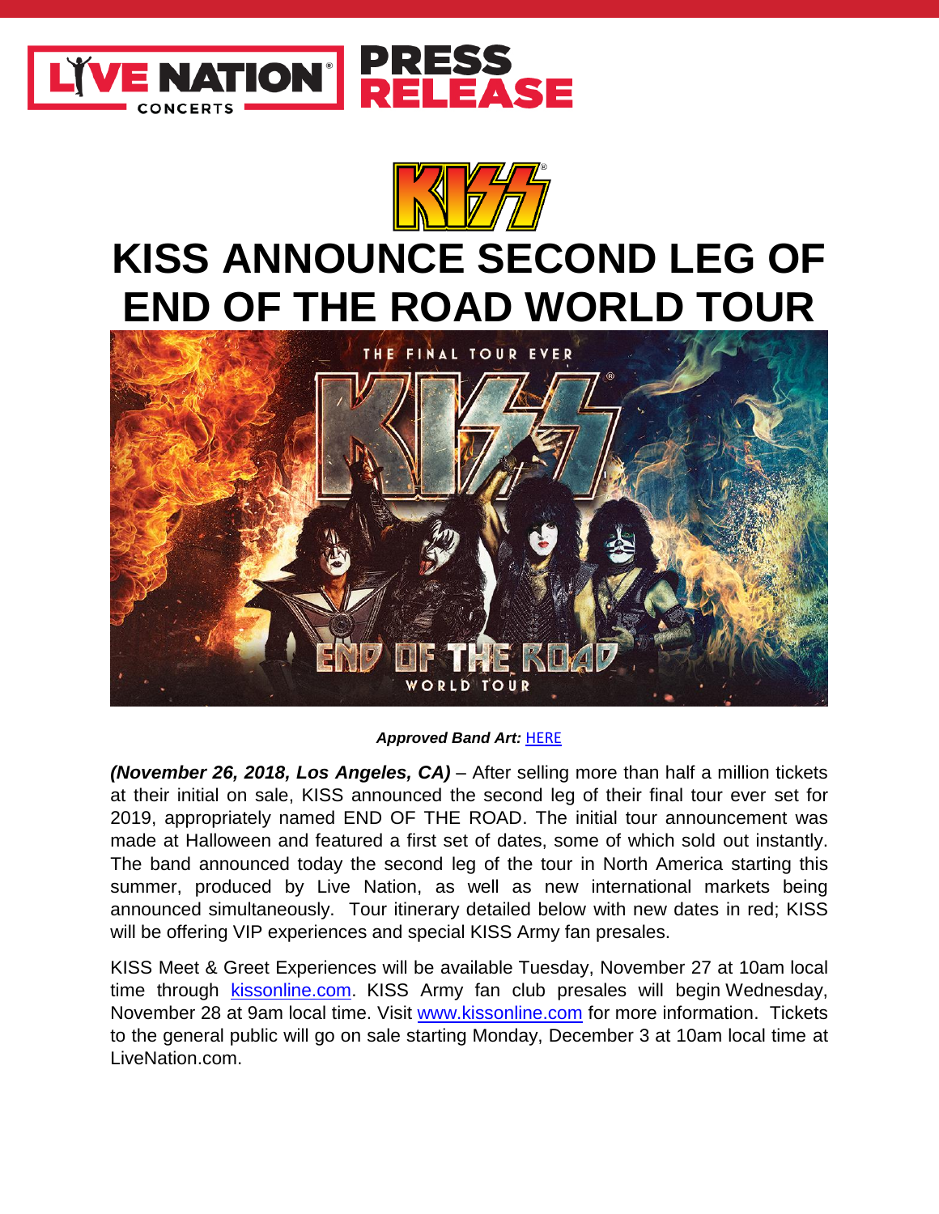# KISS ANNOUNCE SECOND LEG OF END OF THE ROAD WORLD TOUR

***Approved Band Art:*** HERE

***(November 26, 2018, Los Angeles, CA)*** – After selling more than half a million tickets at their initial on sale, KISS announced the second leg of their final tour ever set for 2019, appropriately named END OF THE ROAD. The initial tour announcement was made at Halloween and featured a first set of dates, some of which sold out instantly. The band announced today the second leg of the tour in North America starting this summer, produced by Live Nation, as well as new international markets being announced simultaneously. Tour itinerary detailed below with new dates in red; KISS will be offering VIP experiences and special KISS Army fan presales.

KISS Meet & Greet Experiences will be available Tuesday, November 27 at 10am local time through kissonline.com. KISS Army fan club presales will begin Wednesday, November 28 at 9am local time. Visit www.kissonline.com for more information. Tickets to the general public will go on sale starting Monday, December 3 at 10am local time at LiveNation.com.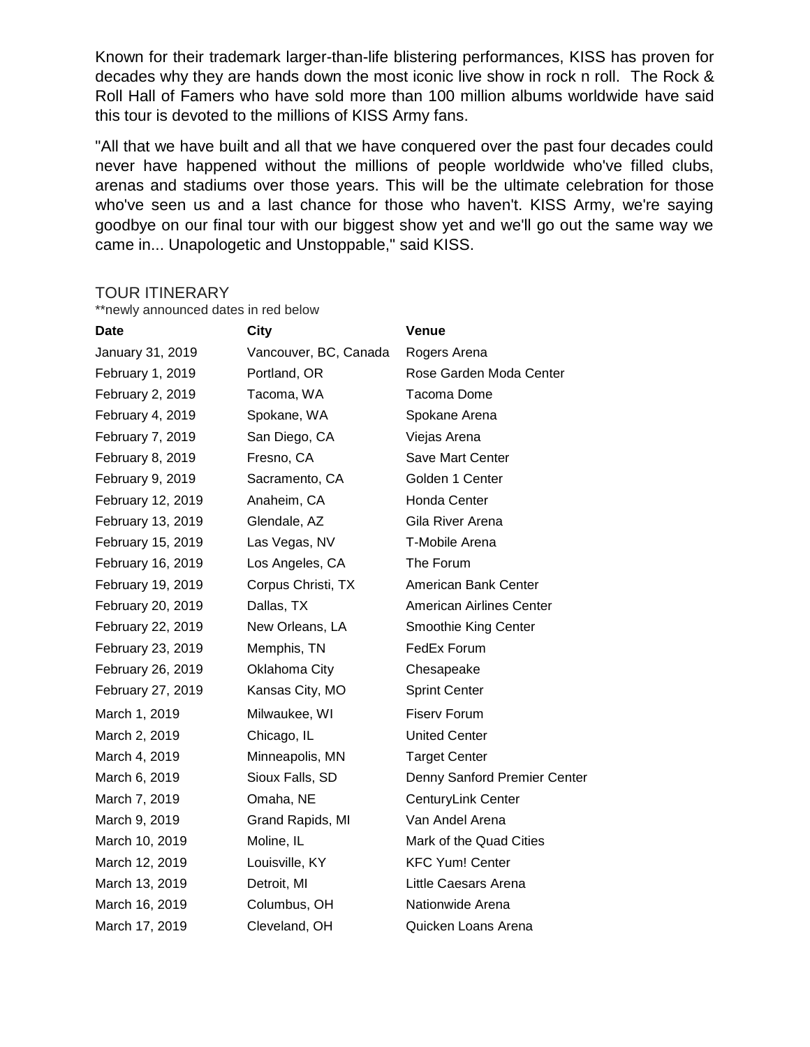Known for their trademark larger-than-life blistering performances, KISS has proven for decades why they are hands down the most iconic live show in rock n roll. The Rock & Roll Hall of Famers who have sold more than 100 million albums worldwide have said this tour is devoted to the millions of KISS Army fans.

"All that we have built and all that we have conquered over the past four decades could never have happened without the millions of people worldwide who've filled clubs, arenas and stadiums over those years. This will be the ultimate celebration for those who've seen us and a last chance for those who haven't. KISS Army, we're saying goodbye on our final tour with our biggest show yet and we'll go out the same way we came in... Unapologetic and Unstoppable," said KISS.

TOUR ITINERARY

**newly announced dates in red below

| Date | City | Venue |
|---|---|---|
| January 31, 2019 | Vancouver, BC, Canada | Rogers Arena |
| February 1, 2019 | Portland, OR | Rose Garden Moda Center |
| February 2, 2019 | Tacoma, WA | Tacoma Dome |
| February 4, 2019 | Spokane, WA | Spokane Arena |
| February 7, 2019 | San Diego, CA | Viejas Arena |
| February 8, 2019 | Fresno, CA | Save Mart Center |
| February 9, 2019 | Sacramento, CA | Golden 1 Center |
| February 12, 2019 | Anaheim, CA | Honda Center |
| February 13, 2019 | Glendale, AZ | Gila River Arena |
| February 15, 2019 | Las Vegas, NV | T-Mobile Arena |
| February 16, 2019 | Los Angeles, CA | The Forum |
| February 19, 2019 | Corpus Christi, TX | American Bank Center |
| February 20, 2019 | Dallas, TX | American Airlines Center |
| February 22, 2019 | New Orleans, LA | Smoothie King Center |
| February 23, 2019 | Memphis, TN | FedEx Forum |
| February 26, 2019 | Oklahoma City | Chesapeake |
| February 27, 2019 | Kansas City, MO | Sprint Center |
| March 1, 2019 | Milwaukee, WI | Fiserv Forum |
| March 2, 2019 | Chicago, IL | United Center |
| March 4, 2019 | Minneapolis, MN | Target Center |
| March 6, 2019 | Sioux Falls, SD | Denny Sanford Premier Center |
| March 7, 2019 | Omaha, NE | CenturyLink Center |
| March 9, 2019 | Grand Rapids, MI | Van Andel Arena |
| March 10, 2019 | Moline, IL | Mark of the Quad Cities |
| March 12, 2019 | Louisville, KY | KFC Yum! Center |
| March 13, 2019 | Detroit, MI | Little Caesars Arena |
| March 16, 2019 | Columbus, OH | Nationwide Arena |
| March 17, 2019 | Cleveland, OH | Quicken Loans Arena |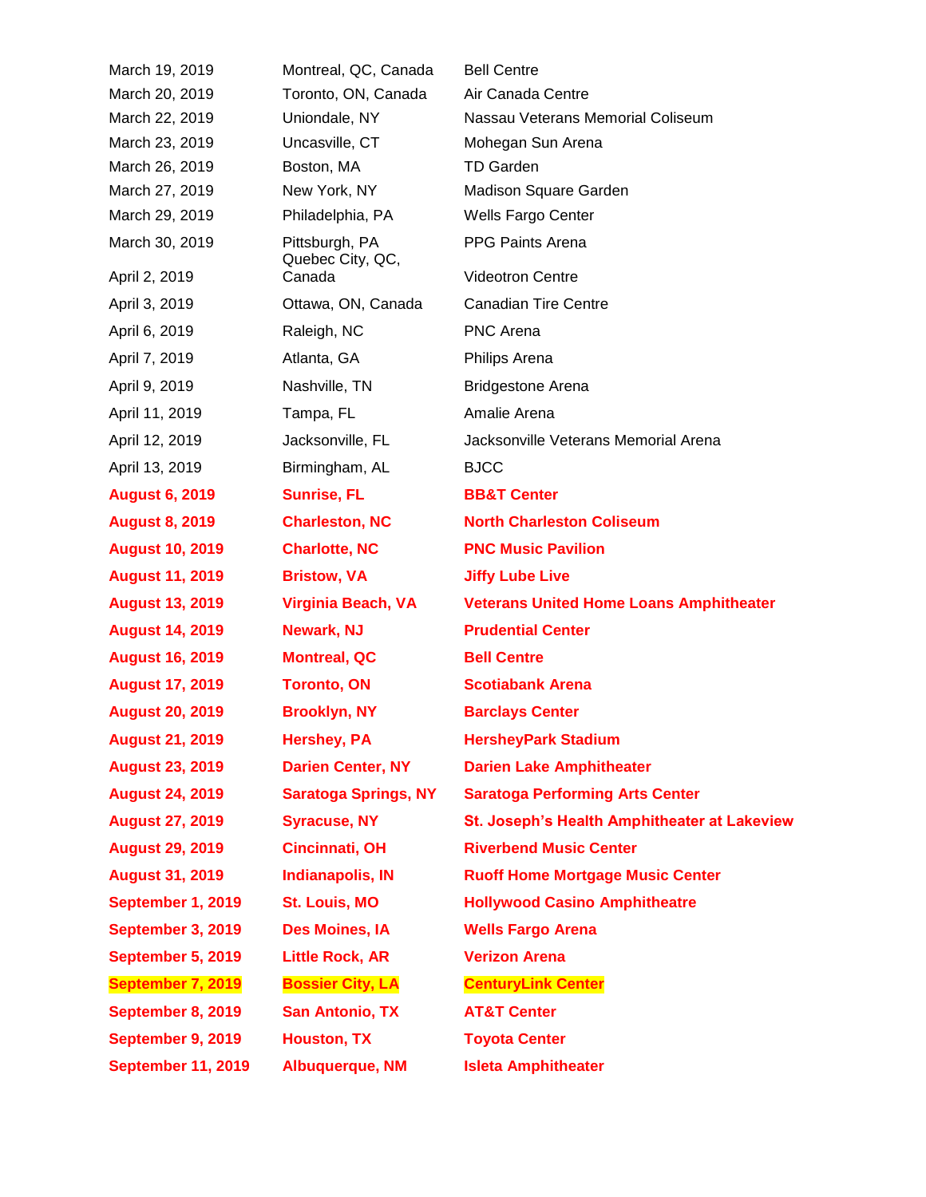| | | |
|---|---|---|
| March 19, 2019 | Montreal, QC, Canada | Bell Centre |
| March 20, 2019 | Toronto, ON, Canada | Air Canada Centre |
| March 22, 2019 | Uniondale, NY | Nassau Veterans Memorial Coliseum |
| March 23, 2019 | Uncasville, CT | Mohegan Sun Arena |
| March 26, 2019 | Boston, MA | TD Garden |
| March 27, 2019 | New York, NY | Madison Square Garden |
| March 29, 2019 | Philadelphia, PA | Wells Fargo Center |
| March 30, 2019 | Pittsburgh, PA | PPG Paints Arena |
| April 2, 2019 | Quebec City, QC, Canada | Videotron Centre |
| April 3, 2019 | Ottawa, ON, Canada | Canadian Tire Centre |
| April 6, 2019 | Raleigh, NC | PNC Arena |
| April 7, 2019 | Atlanta, GA | Philips Arena |
| April 9, 2019 | Nashville, TN | Bridgestone Arena |
| April 11, 2019 | Tampa, FL | Amalie Arena |
| April 12, 2019 | Jacksonville, FL | Jacksonville Veterans Memorial Arena |
| April 13, 2019 | Birmingham, AL | BJCC |
| **August 6, 2019** | **Sunrise, FL** | **BB&T Center** |
| **August 8, 2019** | **Charleston, NC** | **North Charleston Coliseum** |
| **August 10, 2019** | **Charlotte, NC** | **PNC Music Pavilion** |
| **August 11, 2019** | **Bristow, VA** | **Jiffy Lube Live** |
| **August 13, 2019** | **Virginia Beach, VA** | **Veterans United Home Loans Amphitheater** |
| **August 14, 2019** | **Newark, NJ** | **Prudential Center** |
| **August 16, 2019** | **Montreal, QC** | **Bell Centre** |
| **August 17, 2019** | **Toronto, ON** | **Scotiabank Arena** |
| **August 20, 2019** | **Brooklyn, NY** | **Barclays Center** |
| **August 21, 2019** | **Hershey, PA** | **HersheyPark Stadium** |
| **August 23, 2019** | **Darien Center, NY** | **Darien Lake Amphitheater** |
| **August 24, 2019** | **Saratoga Springs, NY** | **Saratoga Performing Arts Center** |
| **August 27, 2019** | **Syracuse, NY** | **St. Joseph's Health Amphitheater at Lakeview** |
| **August 29, 2019** | **Cincinnati, OH** | **Riverbend Music Center** |
| **August 31, 2019** | **Indianapolis, IN** | **Ruoff Home Mortgage Music Center** |
| **September 1, 2019** | **St. Louis, MO** | **Hollywood Casino Amphitheatre** |
| **September 3, 2019** | **Des Moines, IA** | **Wells Fargo Arena** |
| **September 5, 2019** | **Little Rock, AR** | **Verizon Arena** |
| **September 7, 2019** | **Bossier City, LA** | **CenturyLink Center** |
| **September 8, 2019** | **San Antonio, TX** | **AT&T Center** |
| **September 9, 2019** | **Houston, TX** | **Toyota Center** |
| **September 11, 2019** | **Albuquerque, NM** | **Isleta Amphitheater** |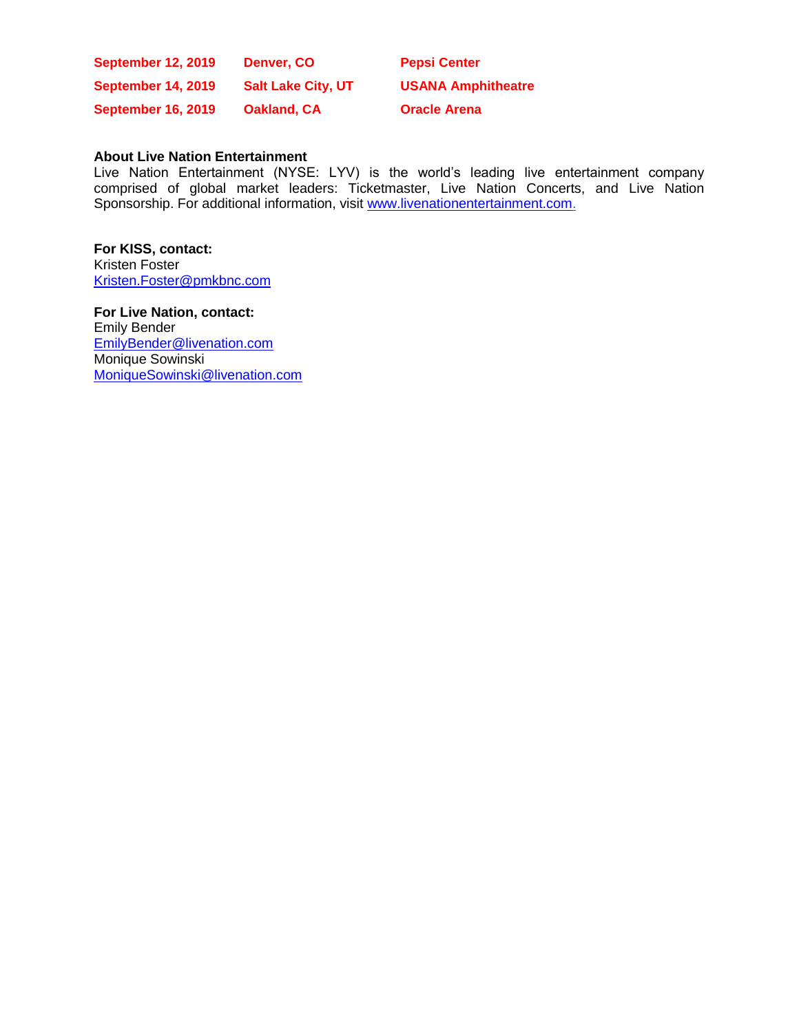| | | |
|---|---|---|
| **September 12, 2019** | **Denver, CO** | **Pepsi Center** |
| **September 14, 2019** | **Salt Lake City, UT** | **USANA Amphitheatre** |
| **September 16, 2019** | **Oakland, CA** | **Oracle Arena** |

**About Live Nation Entertainment**
Live Nation Entertainment (NYSE: LYV) is the world's leading live entertainment company comprised of global market leaders: Ticketmaster, Live Nation Concerts, and Live Nation Sponsorship. For additional information, visit www.livenationentertainment.com.

**For KISS, contact:**
Kristen Foster
Kristen.Foster@pmkbnc.com

**For Live Nation, contact:**
Emily Bender
EmilyBender@livenation.com
Monique Sowinski
MoniqueSowinski@livenation.com